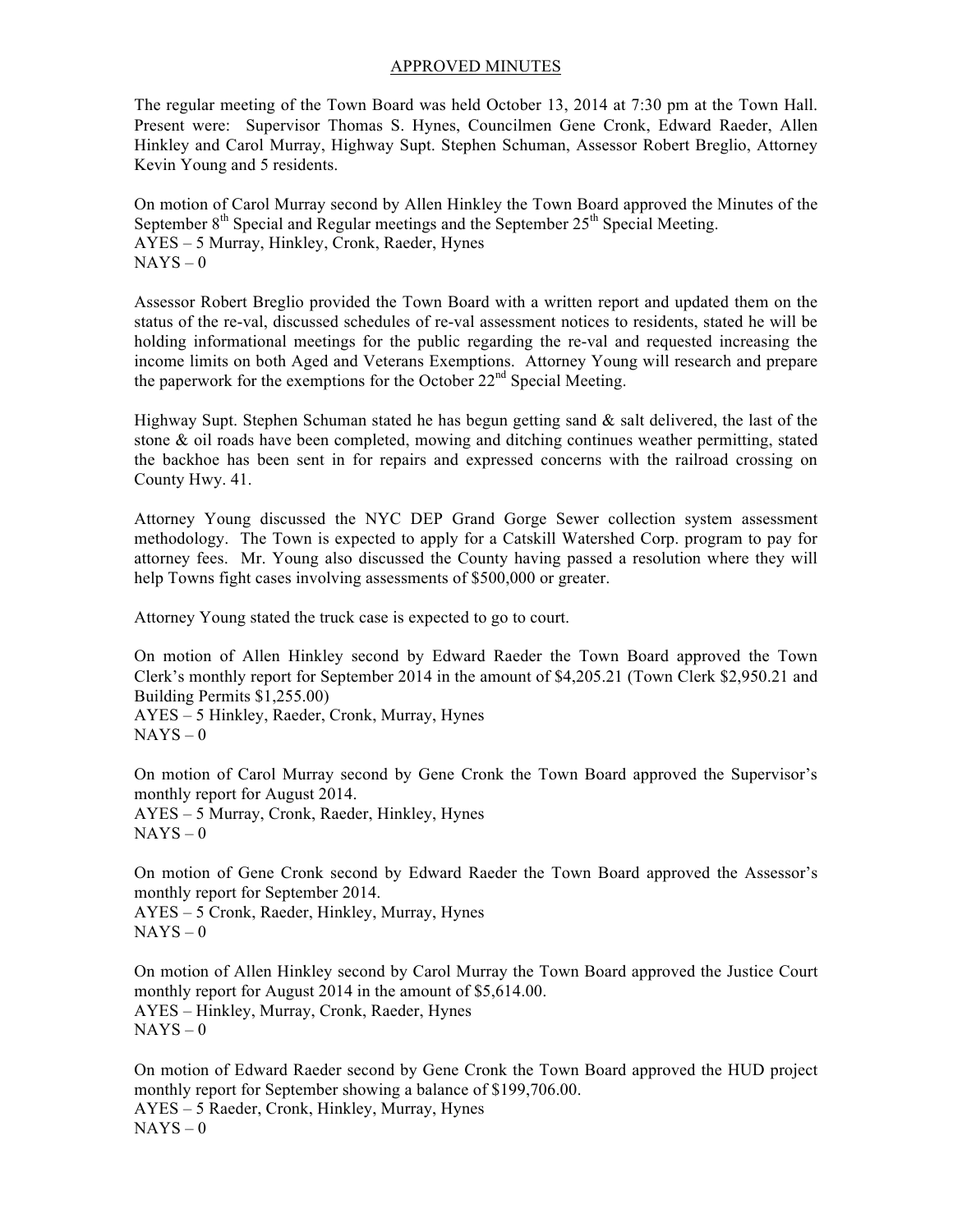APPROVED MINUTES

The regular meeting of the Town Board was held October 13, 2014 at 7:30 pm at the Town Hall. Present were: Supervisor Thomas S. Hynes, Councilmen Gene Cronk, Edward Raeder, Allen Hinkley and Carol Murray, Highway Supt. Stephen Schuman, Assessor Robert Breglio, Attorney Kevin Young and 5 residents.

On motion of Carol Murray second by Allen Hinkley the Town Board approved the Minutes of the September 8th Special and Regular meetings and the September 25th Special Meeting.
AYES – 5 Murray, Hinkley, Cronk, Raeder, Hynes
NAYS – 0

Assessor Robert Breglio provided the Town Board with a written report and updated them on the status of the re-val, discussed schedules of re-val assessment notices to residents, stated he will be holding informational meetings for the public regarding the re-val and requested increasing the income limits on both Aged and Veterans Exemptions. Attorney Young will research and prepare the paperwork for the exemptions for the October 22nd Special Meeting.

Highway Supt. Stephen Schuman stated he has begun getting sand & salt delivered, the last of the stone & oil roads have been completed, mowing and ditching continues weather permitting, stated the backhoe has been sent in for repairs and expressed concerns with the railroad crossing on County Hwy. 41.

Attorney Young discussed the NYC DEP Grand Gorge Sewer collection system assessment methodology. The Town is expected to apply for a Catskill Watershed Corp. program to pay for attorney fees. Mr. Young also discussed the County having passed a resolution where they will help Towns fight cases involving assessments of $500,000 or greater.

Attorney Young stated the truck case is expected to go to court.

On motion of Allen Hinkley second by Edward Raeder the Town Board approved the Town Clerk's monthly report for September 2014 in the amount of $4,205.21 (Town Clerk $2,950.21 and Building Permits $1,255.00)
AYES – 5 Hinkley, Raeder, Cronk, Murray, Hynes
NAYS – 0

On motion of Carol Murray second by Gene Cronk the Town Board approved the Supervisor's monthly report for August 2014.
AYES – 5 Murray, Cronk, Raeder, Hinkley, Hynes
NAYS – 0

On motion of Gene Cronk second by Edward Raeder the Town Board approved the Assessor's monthly report for September 2014.
AYES – 5 Cronk, Raeder, Hinkley, Murray, Hynes
NAYS – 0

On motion of Allen Hinkley second by Carol Murray the Town Board approved the Justice Court monthly report for August 2014 in the amount of $5,614.00.
AYES – Hinkley, Murray, Cronk, Raeder, Hynes
NAYS – 0

On motion of Edward Raeder second by Gene Cronk the Town Board approved the HUD project monthly report for September showing a balance of $199,706.00.
AYES – 5 Raeder, Cronk, Hinkley, Murray, Hynes
NAYS – 0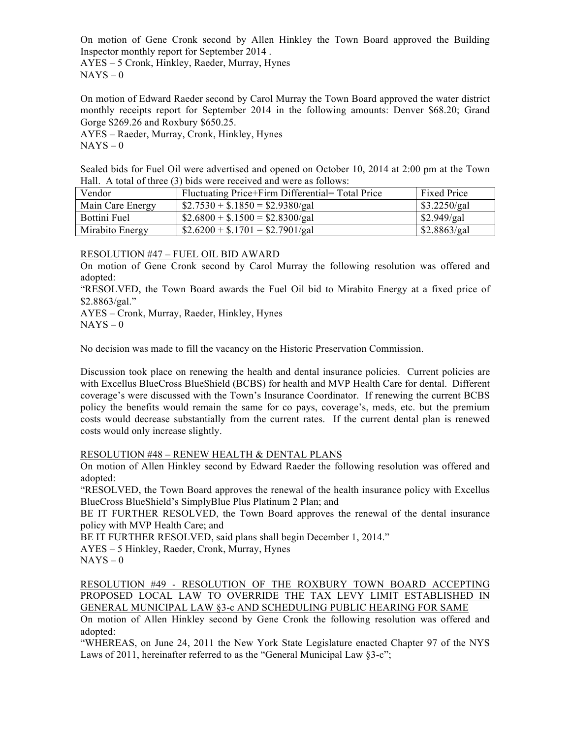On motion of Gene Cronk second by Allen Hinkley the Town Board approved the Building Inspector monthly report for September 2014 .
AYES – 5 Cronk, Hinkley, Raeder, Murray, Hynes
NAYS – 0

On motion of Edward Raeder second by Carol Murray the Town Board approved the water district monthly receipts report for September 2014 in the following amounts: Denver $68.20; Grand Gorge $269.26 and Roxbury $650.25.
AYES – Raeder, Murray, Cronk, Hinkley, Hynes
NAYS – 0

Sealed bids for Fuel Oil were advertised and opened on October 10, 2014 at 2:00 pm at the Town Hall. A total of three (3) bids were received and were as follows:

| Vendor | Fluctuating Price+Firm Differential= Total Price | Fixed Price |
|---|---|---|
| Main Care Energy | $2.7530 + $.1850 = $2.9380/gal | $3.2250/gal |
| Bottini Fuel | $2.6800 + $.1500 = $2.8300/gal | $2.949/gal |
| Mirabito Energy | $2.6200 + $.1701 = $2.7901/gal | $2.8863/gal |

RESOLUTION #47 – FUEL OIL BID AWARD

On motion of Gene Cronk second by Carol Murray the following resolution was offered and adopted:
"RESOLVED, the Town Board awards the Fuel Oil bid to Mirabito Energy at a fixed price of $2.8863/gal."
AYES – Cronk, Murray, Raeder, Hinkley, Hynes
NAYS – 0

No decision was made to fill the vacancy on the Historic Preservation Commission.

Discussion took place on renewing the health and dental insurance policies. Current policies are with Excellus BlueCross BlueShield (BCBS) for health and MVP Health Care for dental. Different coverage's were discussed with the Town's Insurance Coordinator. If renewing the current BCBS policy the benefits would remain the same for co pays, coverage's, meds, etc. but the premium costs would decrease substantially from the current rates. If the current dental plan is renewed costs would only increase slightly.

RESOLUTION #48 – RENEW HEALTH & DENTAL PLANS

On motion of Allen Hinkley second by Edward Raeder the following resolution was offered and adopted:
"RESOLVED, the Town Board approves the renewal of the health insurance policy with Excellus BlueCross BlueShield's SimplyBlue Plus Platinum 2 Plan; and
BE IT FURTHER RESOLVED, the Town Board approves the renewal of the dental insurance policy with MVP Health Care; and
BE IT FURTHER RESOLVED, said plans shall begin December 1, 2014."
AYES – 5 Hinkley, Raeder, Cronk, Murray, Hynes
NAYS – 0

RESOLUTION #49 - RESOLUTION OF THE ROXBURY TOWN BOARD ACCEPTING PROPOSED LOCAL LAW TO OVERRIDE THE TAX LEVY LIMIT ESTABLISHED IN GENERAL MUNICIPAL LAW §3-c AND SCHEDULING PUBLIC HEARING FOR SAME

On motion of Allen Hinkley second by Gene Cronk the following resolution was offered and adopted:
"WHEREAS, on June 24, 2011 the New York State Legislature enacted Chapter 97 of the NYS Laws of 2011, hereinafter referred to as the "General Municipal Law §3-c";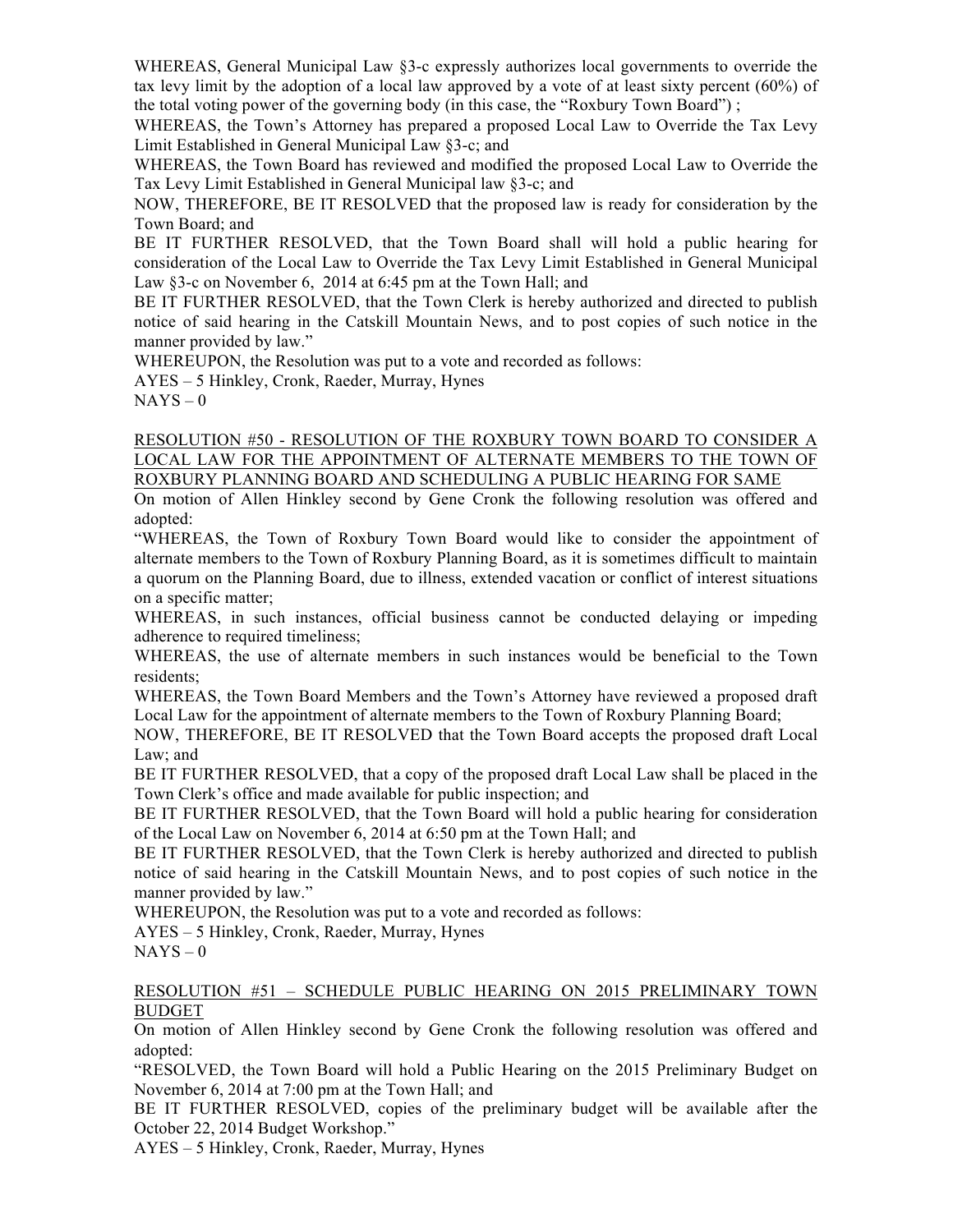WHEREAS, General Municipal Law §3-c expressly authorizes local governments to override the tax levy limit by the adoption of a local law approved by a vote of at least sixty percent (60%) of the total voting power of the governing body (in this case, the "Roxbury Town Board") ;

WHEREAS, the Town's Attorney has prepared a proposed Local Law to Override the Tax Levy Limit Established in General Municipal Law §3-c; and

WHEREAS, the Town Board has reviewed and modified the proposed Local Law to Override the Tax Levy Limit Established in General Municipal law §3-c; and

NOW, THEREFORE, BE IT RESOLVED that the proposed law is ready for consideration by the Town Board; and

BE IT FURTHER RESOLVED, that the Town Board shall will hold a public hearing for consideration of the Local Law to Override the Tax Levy Limit Established in General Municipal Law §3-c on November 6, 2014 at 6:45 pm at the Town Hall; and

BE IT FURTHER RESOLVED, that the Town Clerk is hereby authorized and directed to publish notice of said hearing in the Catskill Mountain News, and to post copies of such notice in the manner provided by law."

WHEREUPON, the Resolution was put to a vote and recorded as follows:

AYES – 5 Hinkley, Cronk, Raeder, Murray, Hynes

NAYS – 0

RESOLUTION #50 - RESOLUTION OF THE ROXBURY TOWN BOARD TO CONSIDER A LOCAL LAW FOR THE APPOINTMENT OF ALTERNATE MEMBERS TO THE TOWN OF ROXBURY PLANNING BOARD AND SCHEDULING A PUBLIC HEARING FOR SAME

On motion of Allen Hinkley second by Gene Cronk the following resolution was offered and adopted:

"WHEREAS, the Town of Roxbury Town Board would like to consider the appointment of alternate members to the Town of Roxbury Planning Board, as it is sometimes difficult to maintain a quorum on the Planning Board, due to illness, extended vacation or conflict of interest situations on a specific matter;

WHEREAS, in such instances, official business cannot be conducted delaying or impeding adherence to required timeliness;

WHEREAS, the use of alternate members in such instances would be beneficial to the Town residents;

WHEREAS, the Town Board Members and the Town's Attorney have reviewed a proposed draft Local Law for the appointment of alternate members to the Town of Roxbury Planning Board;

NOW, THEREFORE, BE IT RESOLVED that the Town Board accepts the proposed draft Local Law; and

BE IT FURTHER RESOLVED, that a copy of the proposed draft Local Law shall be placed in the Town Clerk's office and made available for public inspection; and

BE IT FURTHER RESOLVED, that the Town Board will hold a public hearing for consideration of the Local Law on November 6, 2014 at 6:50 pm at the Town Hall; and

BE IT FURTHER RESOLVED, that the Town Clerk is hereby authorized and directed to publish notice of said hearing in the Catskill Mountain News, and to post copies of such notice in the manner provided by law."

WHEREUPON, the Resolution was put to a vote and recorded as follows:

AYES – 5 Hinkley, Cronk, Raeder, Murray, Hynes

NAYS – 0

RESOLUTION #51 – SCHEDULE PUBLIC HEARING ON 2015 PRELIMINARY TOWN BUDGET

On motion of Allen Hinkley second by Gene Cronk the following resolution was offered and adopted:

"RESOLVED, the Town Board will hold a Public Hearing on the 2015 Preliminary Budget on November 6, 2014 at 7:00 pm at the Town Hall; and

BE IT FURTHER RESOLVED, copies of the preliminary budget will be available after the October 22, 2014 Budget Workshop."

AYES – 5 Hinkley, Cronk, Raeder, Murray, Hynes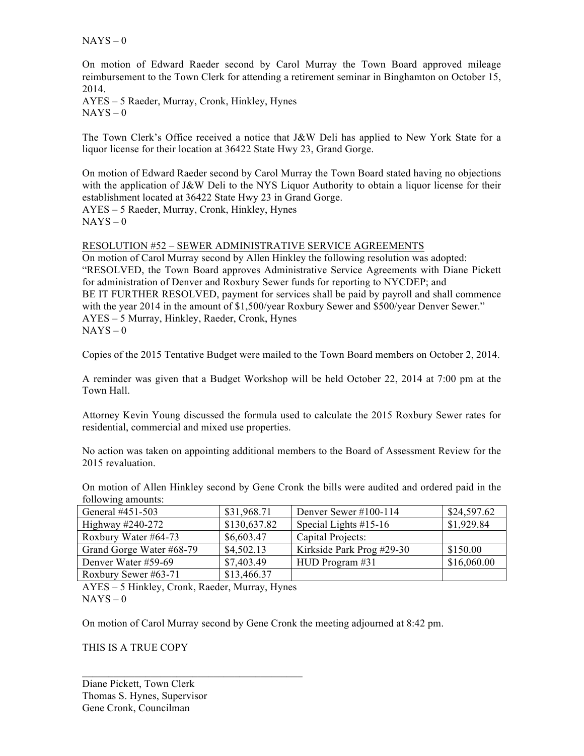NAYS – 0

On motion of Edward Raeder second by Carol Murray the Town Board approved mileage reimbursement to the Town Clerk for attending a retirement seminar in Binghamton on October 15, 2014.
AYES – 5 Raeder, Murray, Cronk, Hinkley, Hynes
NAYS – 0

The Town Clerk's Office received a notice that J&W Deli has applied to New York State for a liquor license for their location at 36422 State Hwy 23, Grand Gorge.

On motion of Edward Raeder second by Carol Murray the Town Board stated having no objections with the application of J&W Deli to the NYS Liquor Authority to obtain a liquor license for their establishment located at 36422 State Hwy 23 in Grand Gorge.
AYES – 5 Raeder, Murray, Cronk, Hinkley, Hynes
NAYS – 0

RESOLUTION #52 – SEWER ADMINISTRATIVE SERVICE AGREEMENTS
On motion of Carol Murray second by Allen Hinkley the following resolution was adopted:
"RESOLVED, the Town Board approves Administrative Service Agreements with Diane Pickett for administration of Denver and Roxbury Sewer funds for reporting to NYCDEP; and
BE IT FURTHER RESOLVED, payment for services shall be paid by payroll and shall commence with the year 2014 in the amount of $1,500/year Roxbury Sewer and $500/year Denver Sewer."
AYES – 5 Murray, Hinkley, Raeder, Cronk, Hynes
NAYS – 0

Copies of the 2015 Tentative Budget were mailed to the Town Board members on October 2, 2014.

A reminder was given that a Budget Workshop will be held October 22, 2014 at 7:00 pm at the Town Hall.

Attorney Kevin Young discussed the formula used to calculate the 2015 Roxbury Sewer rates for residential, commercial and mixed use properties.

No action was taken on appointing additional members to the Board of Assessment Review for the 2015 revaluation.

On motion of Allen Hinkley second by Gene Cronk the bills were audited and ordered paid in the following amounts:

| | | | |
|---|---|---|---|
| General #451-503 | $31,968.71 | Denver Sewer #100-114 | $24,597.62 |
| Highway #240-272 | $130,637.82 | Special Lights #15-16 | $1,929.84 |
| Roxbury Water #64-73 | $6,603.47 | Capital Projects: | |
| Grand Gorge Water #68-79 | $4,502.13 | Kirkside Park Prog #29-30 | $150.00 |
| Denver Water #59-69 | $7,403.49 | HUD Program #31 | $16,060.00 |
| Roxbury Sewer #63-71 | $13,466.37 | | |

AYES – 5 Hinkley, Cronk, Raeder, Murray, Hynes
NAYS – 0

On motion of Carol Murray second by Gene Cronk the meeting adjourned at 8:42 pm.

THIS IS A TRUE COPY

\_\_\_\_\_\_\_\_\_\_\_\_\_\_\_\_\_\_\_\_\_\_\_\_\_\_\_\_\_\_\_\_\_\_\_\_\_\_\_\_\_\_\_\_\_

Diane Pickett, Town Clerk
Thomas S. Hynes, Supervisor
Gene Cronk, Councilman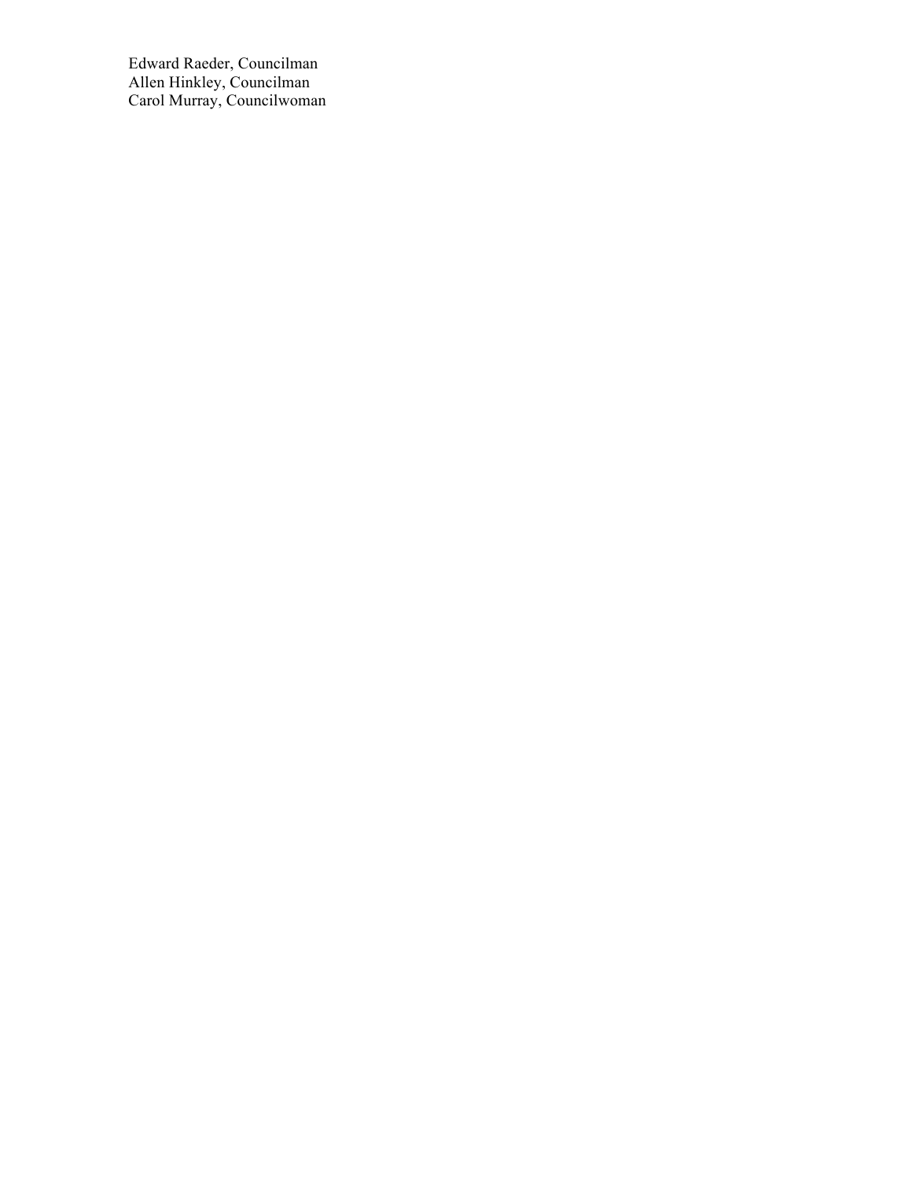Edward Raeder, Councilman
Allen Hinkley, Councilman
Carol Murray, Councilwoman